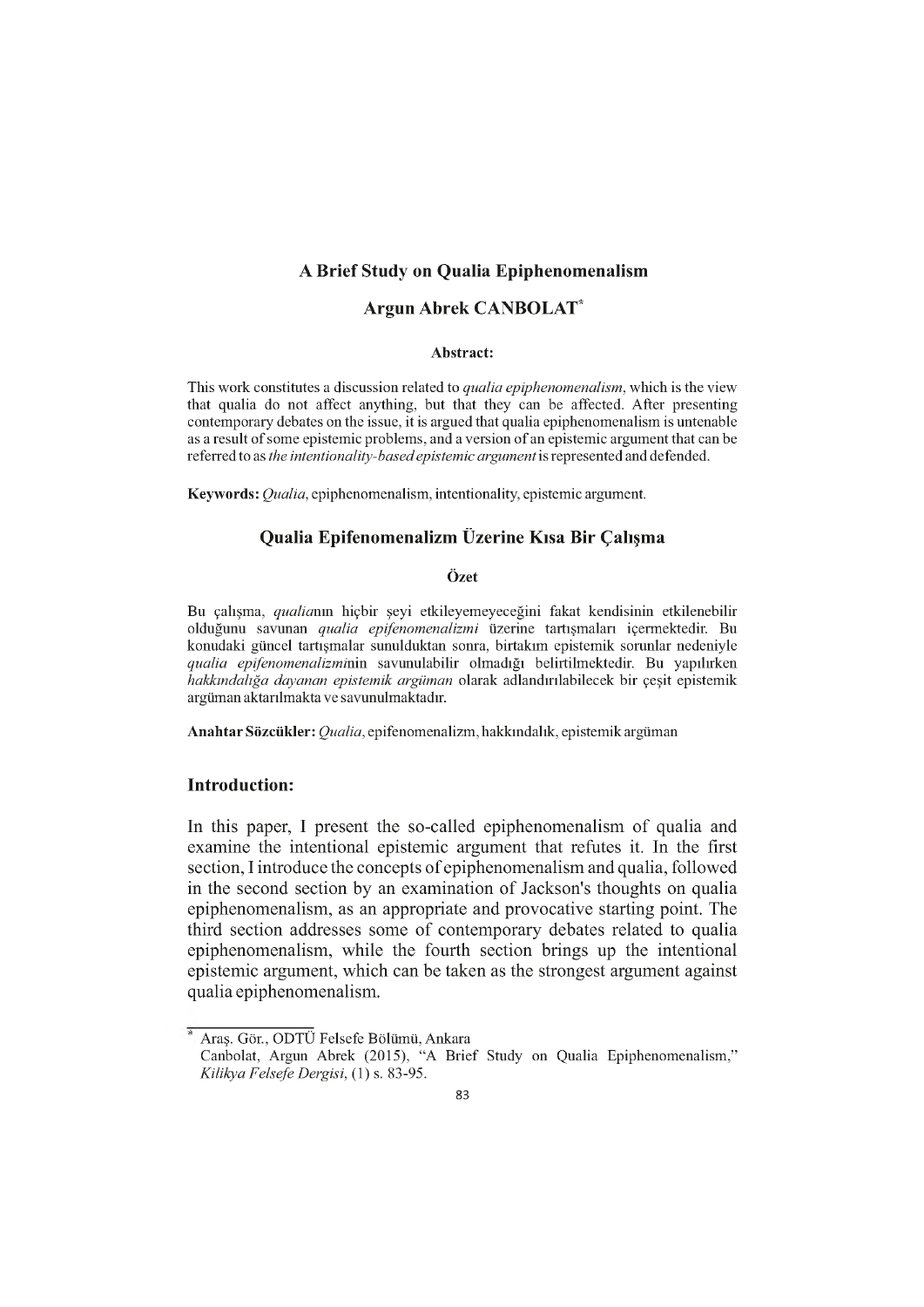# A Brief Study on Qualia Epiphenomenalism

## Argun Abrek CANBOLAT[*]

**Abstract:**

This work constitutes a discussion related to *qualia epiphenomenalism*, which is the view that qualia do not affect anything, but that they can be affected. After presenting contemporary debates on the issue, it is argued that qualia epiphenomenalism is untenable as a result of some epistemic problems, and a version of an epistemic argument that can be referred to as *the intentionality-based epistemic argument* is represented and defended.

**Keywords:** *Qualia*, epiphenomenalism, intentionality, epistemic argument.

## Qualia Epifenomenalizm Üzerine Kısa Bir Çalışma

**Özet**

Bu çalışma, *qualia*nın hiçbir şeyi etkileyemeyeceğini fakat kendisinin etkilenebilir olduğunu savunan *qualia epifenomenalizmi* üzerine tartışmaları içermektedir. Bu konudaki güncel tartışmalar sunulduktan sonra, birtakım epistemik sorunlar nedeniyle *qualia epifenomenalizmi*nin savunulabilir olmadığı belirtilmektedir. Bu yapılırken *hakkındalığa dayanan epistemik argüman* olarak adlandırılabilecek bir çeşit epistemik argüman aktarılmakta ve savunulmaktadır.

**Anahtar Sözcükler:** *Qualia*, epifenomenalizm, hakkındalık, epistemik argüman

## Introduction:

In this paper, I present the so-called epiphenomenalism of qualia and examine the intentional epistemic argument that refutes it. In the first section, I introduce the concepts of epiphenomenalism and qualia, followed in the second section by an examination of Jackson's thoughts on qualia epiphenomenalism, as an appropriate and provocative starting point. The third section addresses some of contemporary debates related to qualia epiphenomenalism, while the fourth section brings up the intentional epistemic argument, which can be taken as the strongest argument against qualia epiphenomenalism.

---

[*] Araş. Gör., ODTÜ Felsefe Bölümü, Ankara
Canbolat, Argun Abrek (2015), "A Brief Study on Qualia Epiphenomenalism," *Kilikya Felsefe Dergisi*, (1) s. 83-95.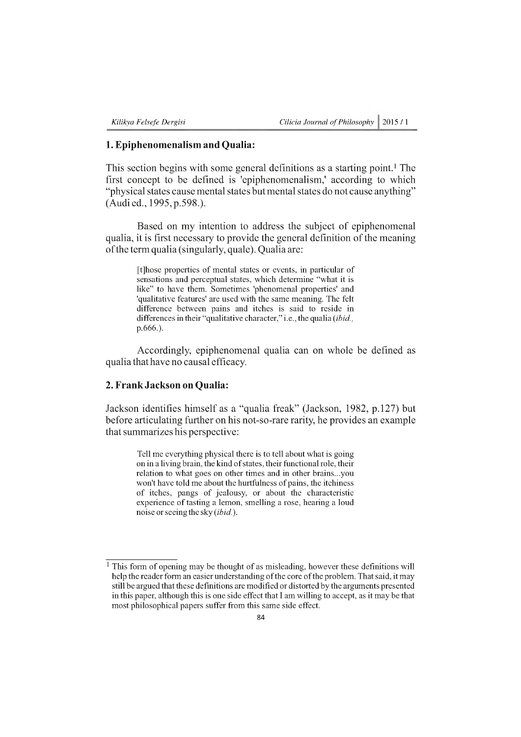## 1. Epiphenomenalism and Qualia:

This section begins with some general definitions as a starting point.[1] The first concept to be defined is 'epiphenomenalism,' according to which "physical states cause mental states but mental states do not cause anything" (Audi ed., 1995, p.598.).

Based on my intention to address the subject of epiphenomenal qualia, it is first necessary to provide the general definition of the meaning of the term qualia (singularly, quale). Qualia are:

> [t]hose properties of mental states or events, in particular of sensations and perceptual states, which determine "what it is like" to have them. Sometimes 'phenomenal properties' and 'qualitative features' are used with the same meaning. The felt difference between pains and itches is said to reside in differences in their "qualitative character," i.e., the qualia (*ibid.*, p.666.).

Accordingly, epiphenomenal qualia can on whole be defined as qualia that have no causal efficacy.

## 2. Frank Jackson on Qualia:

Jackson identifies himself as a "qualia freak" (Jackson, 1982, p.127) but before articulating further on his not-so-rare rarity, he provides an example that summarizes his perspective:

> Tell me everything physical there is to tell about what is going on in a living brain, the kind of states, their functional role, their relation to what goes on other times and in other brains...you won't have told me about the hurtfulness of pains, the itchiness of itches, pangs of jealousy, or about the characteristic experience of tasting a lemon, smelling a rose, hearing a loud noise or seeing the sky (*ibid.*).

---

[1] This form of opening may be thought of as misleading, however these definitions will help the reader form an easier understanding of the core of the problem. That said, it may still be argued that these definitions are modified or distorted by the arguments presented in this paper, although this is one side effect that I am willing to accept, as it may be that most philosophical papers suffer from this same side effect.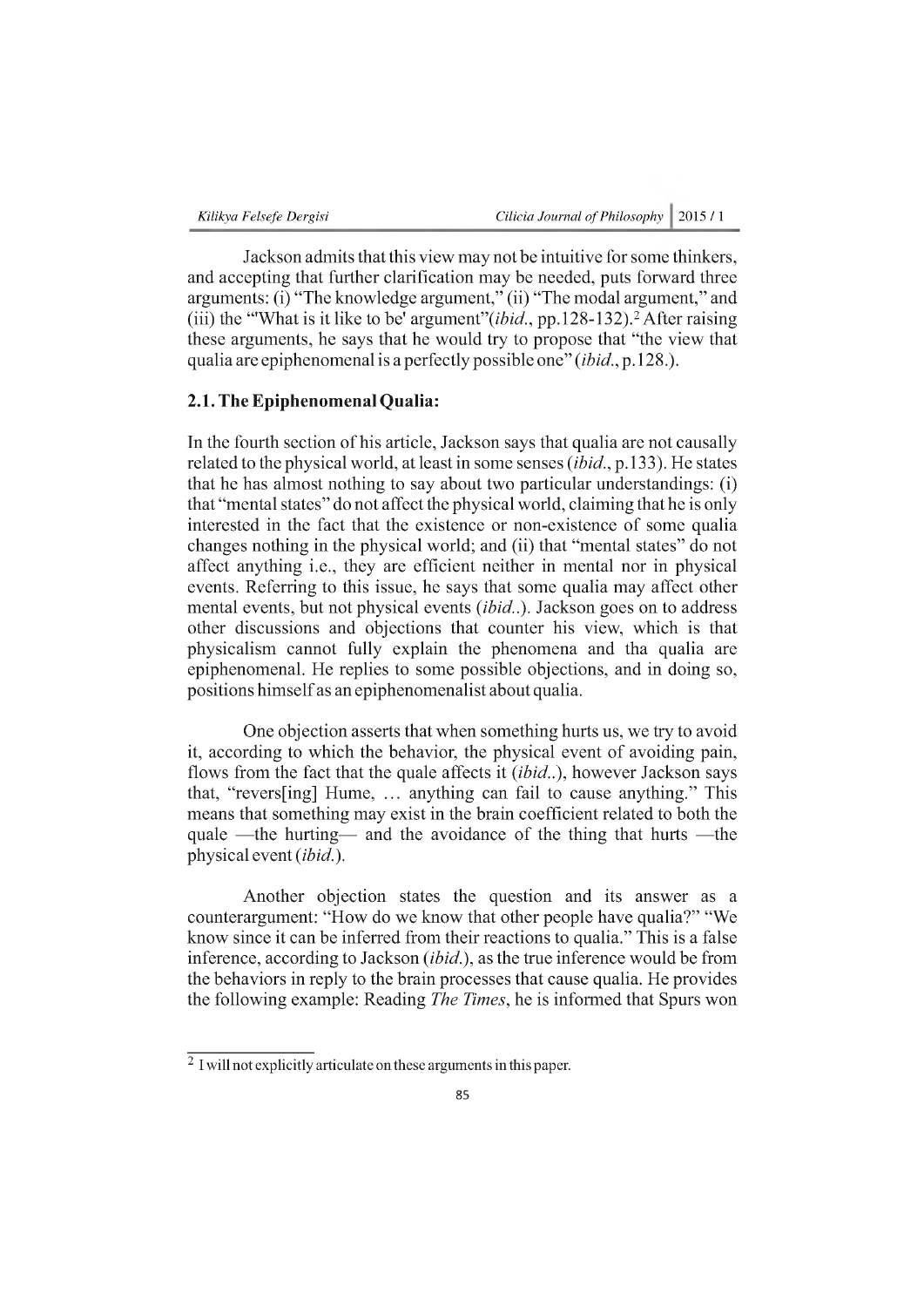Jackson admits that this view may not be intuitive for some thinkers, and accepting that further clarification may be needed, puts forward three arguments: (i) "The knowledge argument," (ii) "The modal argument," and (iii) the "'What is it like to be' argument"(*ibid.*, pp.128-132).[2] After raising these arguments, he says that he would try to propose that "the view that qualia are epiphenomenal is a perfectly possible one" (*ibid.*, p.128.).

## 2.1. The Epiphenomenal Qualia:

In the fourth section of his article, Jackson says that qualia are not causally related to the physical world, at least in some senses (*ibid.*, p.133). He states that he has almost nothing to say about two particular understandings: (i) that "mental states" do not affect the physical world, claiming that he is only interested in the fact that the existence or non-existence of some qualia changes nothing in the physical world; and (ii) that "mental states" do not affect anything i.e., they are efficient neither in mental nor in physical events. Referring to this issue, he says that some qualia may affect other mental events, but not physical events (*ibid.*.). Jackson goes on to address other discussions and objections that counter his view, which is that physicalism cannot fully explain the phenomena and tha qualia are epiphenomenal. He replies to some possible objections, and in doing so, positions himself as an epiphenomenalist about qualia.

One objection asserts that when something hurts us, we try to avoid it, according to which the behavior, the physical event of avoiding pain, flows from the fact that the quale affects it (*ibid.*.), however Jackson says that, "revers[ing] Hume, … anything can fail to cause anything." This means that something may exist in the brain coefficient related to both the quale —the hurting— and the avoidance of the thing that hurts —the physical event (*ibid.*).

Another objection states the question and its answer as a counterargument: "How do we know that other people have qualia?" "We know since it can be inferred from their reactions to qualia." This is a false inference, according to Jackson (*ibid.*), as the true inference would be from the behaviors in reply to the brain processes that cause qualia. He provides the following example: Reading *The Times*, he is informed that Spurs won

---

[2] I will not explicitly articulate on these arguments in this paper.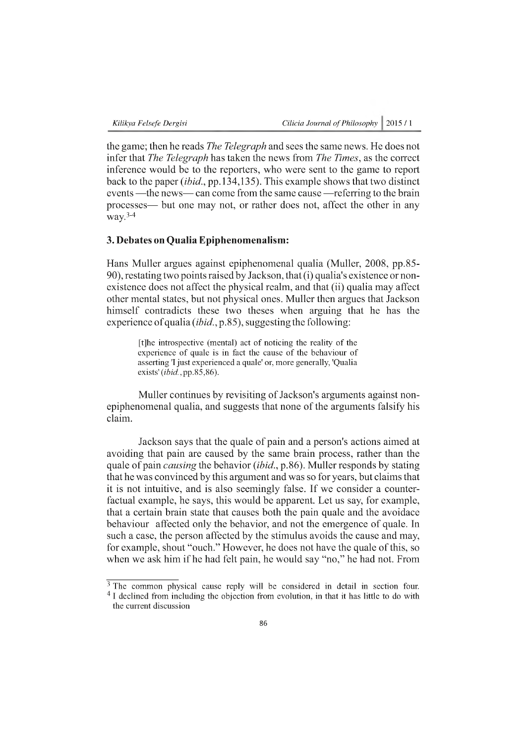the game; then he reads *The Telegraph* and sees the same news. He does not infer that *The Telegraph* has taken the news from *The Times*, as the correct inference would be to the reporters, who were sent to the game to report back to the paper (*ibid*., pp.134,135). This example shows that two distinct events —the news— can come from the same cause —referring to the brain processes— but one may not, or rather does not, affect the other in any way.[3-4]

### 3. Debates on Qualia Epiphenomenalism:

Hans Muller argues against epiphenomenal qualia (Muller, 2008, pp.85-90), restating two points raised by Jackson, that (i) qualia's existence or non-existence does not affect the physical realm, and that (ii) qualia may affect other mental states, but not physical ones. Muller then argues that Jackson himself contradicts these two theses when arguing that he has the experience of qualia (*ibid*., p.85), suggesting the following:

> [t]he introspective (mental) act of noticing the reality of the experience of quale is in fact the cause of the behaviour of asserting 'I just experienced a quale' or, more generally, 'Qualia exists' (*ibid*., pp.85,86).

Muller continues by revisiting of Jackson's arguments against non-epiphenomenal qualia, and suggests that none of the arguments falsify his claim.

Jackson says that the quale of pain and a person's actions aimed at avoiding that pain are caused by the same brain process, rather than the quale of pain *causing* the behavior (*ibid*., p.86). Muller responds by stating that he was convinced by this argument and was so for years, but claims that it is not intuitive, and is also seemingly false. If we consider a counter-factual example, he says, this would be apparent. Let us say, for example, that a certain brain state that causes both the pain quale and the avoidace behaviour affected only the behavior, and not the emergence of quale. In such a case, the person affected by the stimulus avoids the cause and may, for example, shout "ouch." However, he does not have the quale of this, so when we ask him if he had felt pain, he would say "no," he had not. From

---

[3] The common physical cause reply will be considered in detail in section four.

[4] I declined from including the objection from evolution, in that it has little to do with the current discussion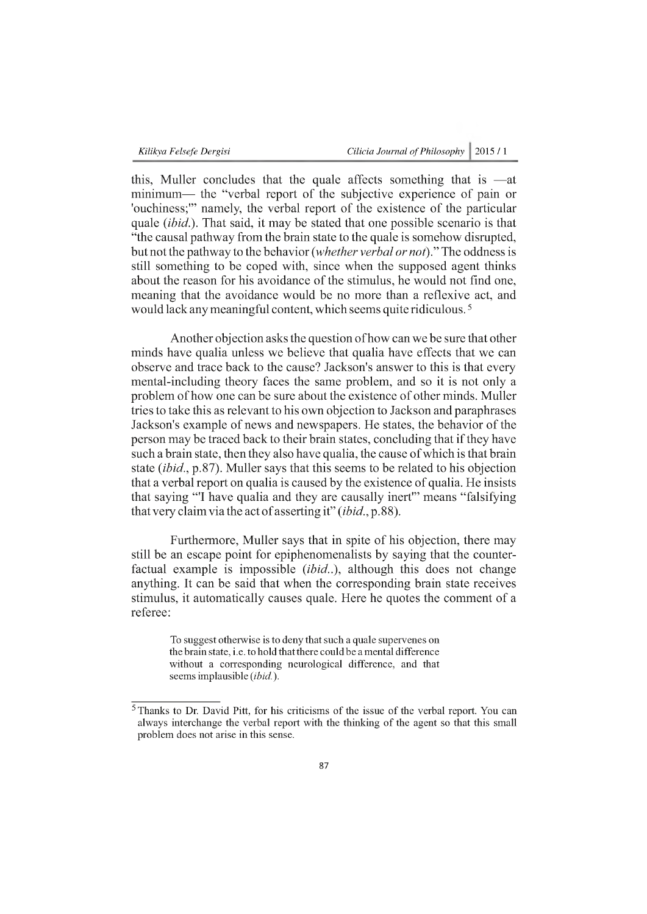this, Muller concludes that the quale affects something that is —at minimum— the "verbal report of the subjective experience of pain or 'ouchiness;'" namely, the verbal report of the existence of the particular quale (*ibid.*). That said, it may be stated that one possible scenario is that "the causal pathway from the brain state to the quale is somehow disrupted, but not the pathway to the behavior (*whether verbal or not*)." The oddness is still something to be coped with, since when the supposed agent thinks about the reason for his avoidance of the stimulus, he would not find one, meaning that the avoidance would be no more than a reflexive act, and would lack any meaningful content, which seems quite ridiculous. [5]

Another objection asks the question of how can we be sure that other minds have qualia unless we believe that qualia have effects that we can observe and trace back to the cause? Jackson's answer to this is that every mental-including theory faces the same problem, and so it is not only a problem of how one can be sure about the existence of other minds. Muller tries to take this as relevant to his own objection to Jackson and paraphrases Jackson's example of news and newspapers. He states, the behavior of the person may be traced back to their brain states, concluding that if they have such a brain state, then they also have qualia, the cause of which is that brain state (*ibid.*, p.87). Muller says that this seems to be related to his objection that a verbal report on qualia is caused by the existence of qualia. He insists that saying "'I have qualia and they are causally inert'" means "falsifying that very claim via the act of asserting it" (*ibid.*, p.88).

Furthermore, Muller says that in spite of his objection, there may still be an escape point for epiphenomenalists by saying that the counter-factual example is impossible (*ibid.*.), although this does not change anything. It can be said that when the corresponding brain state receives stimulus, it automatically causes quale. Here he quotes the comment of a referee:

> To suggest otherwise is to deny that such a quale supervenes on the brain state, i.e. to hold that there could be a mental difference without a corresponding neurological difference, and that seems implausible (*ibid.*).

---

[5] Thanks to Dr. David Pitt, for his criticisms of the issue of the verbal report. You can always interchange the verbal report with the thinking of the agent so that this small problem does not arise in this sense.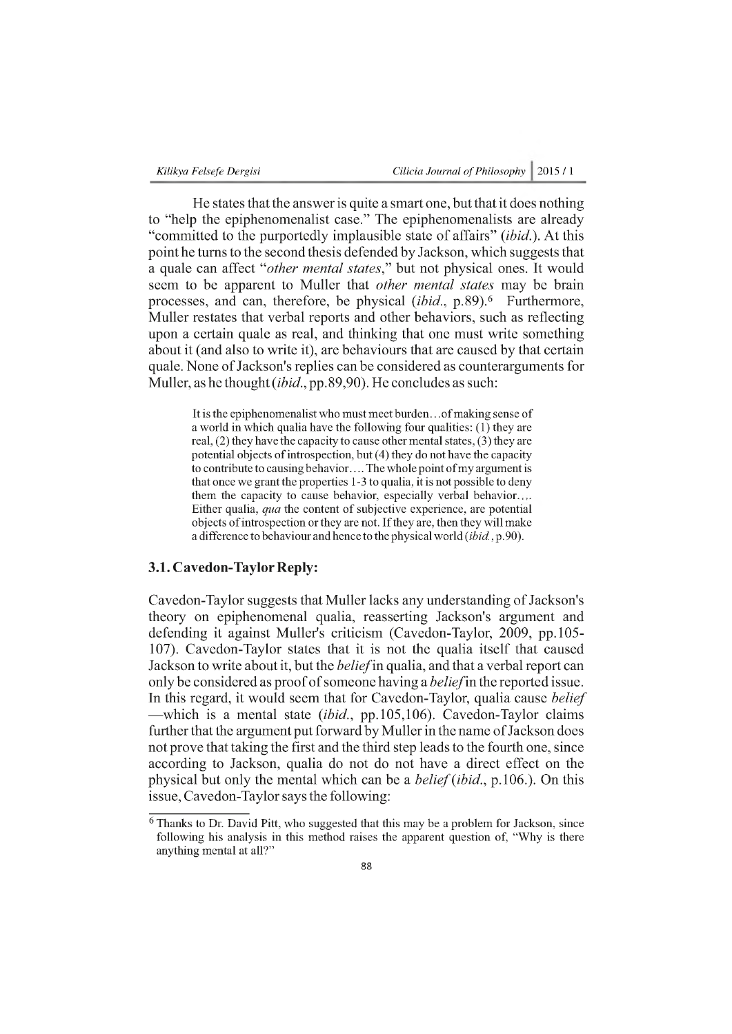He states that the answer is quite a smart one, but that it does nothing to "help the epiphenomenalist case." The epiphenomenalists are already "committed to the purportedly implausible state of affairs" (*ibid.*). At this point he turns to the second thesis defended by Jackson, which suggests that a quale can affect "*other mental states*," but not physical ones. It would seem to be apparent to Muller that *other mental states* may be brain processes, and can, therefore, be physical (*ibid.*, p.89).[6] Furthermore, Muller restates that verbal reports and other behaviors, such as reflecting upon a certain quale as real, and thinking that one must write something about it (and also to write it), are behaviours that are caused by that certain quale. None of Jackson's replies can be considered as counterarguments for Muller, as he thought (*ibid.*, pp.89,90). He concludes as such:

> It is the epiphenomenalist who must meet burden…of making sense of a world in which qualia have the following four qualities: (1) they are real, (2) they have the capacity to cause other mental states, (3) they are potential objects of introspection, but (4) they do not have the capacity to contribute to causing behavior…. The whole point of my argument is that once we grant the properties 1-3 to qualia, it is not possible to deny them the capacity to cause behavior, especially verbal behavior…. Either qualia, *qua* the content of subjective experience, are potential objects of introspection or they are not. If they are, then they will make a difference to behaviour and hence to the physical world (*ibid.*, p.90).

### 3.1. Cavedon-Taylor Reply:

Cavedon-Taylor suggests that Muller lacks any understanding of Jackson's theory on epiphenomenal qualia, reasserting Jackson's argument and defending it against Muller's criticism (Cavedon-Taylor, 2009, pp.105-107). Cavedon-Taylor states that it is not the qualia itself that caused Jackson to write about it, but the *belief* in qualia, and that a verbal report can only be considered as proof of someone having a *belief* in the reported issue. In this regard, it would seem that for Cavedon-Taylor, qualia cause *belief* —which is a mental state (*ibid.*, pp.105,106). Cavedon-Taylor claims further that the argument put forward by Muller in the name of Jackson does not prove that taking the first and the third step leads to the fourth one, since according to Jackson, qualia do not do not have a direct effect on the physical but only the mental which can be a *belief* (*ibid.*, p.106.). On this issue, Cavedon-Taylor says the following:

---

[6] Thanks to Dr. David Pitt, who suggested that this may be a problem for Jackson, since following his analysis in this method raises the apparent question of, "Why is there anything mental at all?"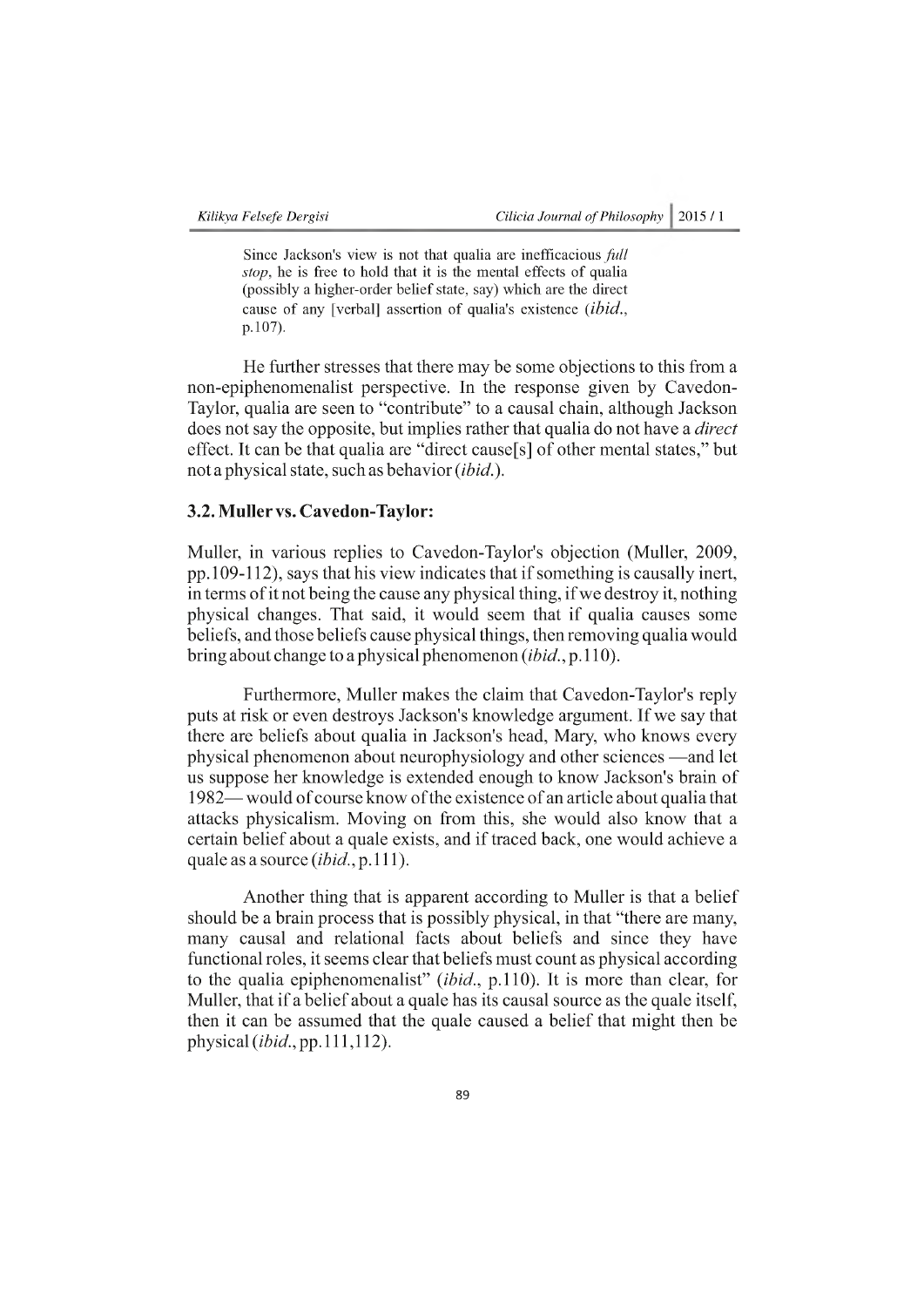> Since Jackson's view is not that qualia are inefficacious *full stop*, he is free to hold that it is the mental effects of qualia (possibly a higher-order belief state, say) which are the direct cause of any [verbal] assertion of qualia's existence (*ibid.*, p.107).

He further stresses that there may be some objections to this from a non-epiphenomenalist perspective. In the response given by Cavedon-Taylor, qualia are seen to "contribute" to a causal chain, although Jackson does not say the opposite, but implies rather that qualia do not have a *direct* effect. It can be that qualia are "direct cause[s] of other mental states," but not a physical state, such as behavior (*ibid.*).

### 3.2. Muller vs. Cavedon-Taylor:

Muller, in various replies to Cavedon-Taylor's objection (Muller, 2009, pp.109-112), says that his view indicates that if something is causally inert, in terms of it not being the cause any physical thing, if we destroy it, nothing physical changes. That said, it would seem that if qualia causes some beliefs, and those beliefs cause physical things, then removing qualia would bring about change to a physical phenomenon (*ibid.*, p.110).

Furthermore, Muller makes the claim that Cavedon-Taylor's reply puts at risk or even destroys Jackson's knowledge argument. If we say that there are beliefs about qualia in Jackson's head, Mary, who knows every physical phenomenon about neurophysiology and other sciences —and let us suppose her knowledge is extended enough to know Jackson's brain of 1982— would of course know of the existence of an article about qualia that attacks physicalism. Moving on from this, she would also know that a certain belief about a quale exists, and if traced back, one would achieve a quale as a source (*ibid.*, p.111).

Another thing that is apparent according to Muller is that a belief should be a brain process that is possibly physical, in that "there are many, many causal and relational facts about beliefs and since they have functional roles, it seems clear that beliefs must count as physical according to the qualia epiphenomenalist" (*ibid.*, p.110). It is more than clear, for Muller, that if a belief about a quale has its causal source as the quale itself, then it can be assumed that the quale caused a belief that might then be physical (*ibid.*, pp.111,112).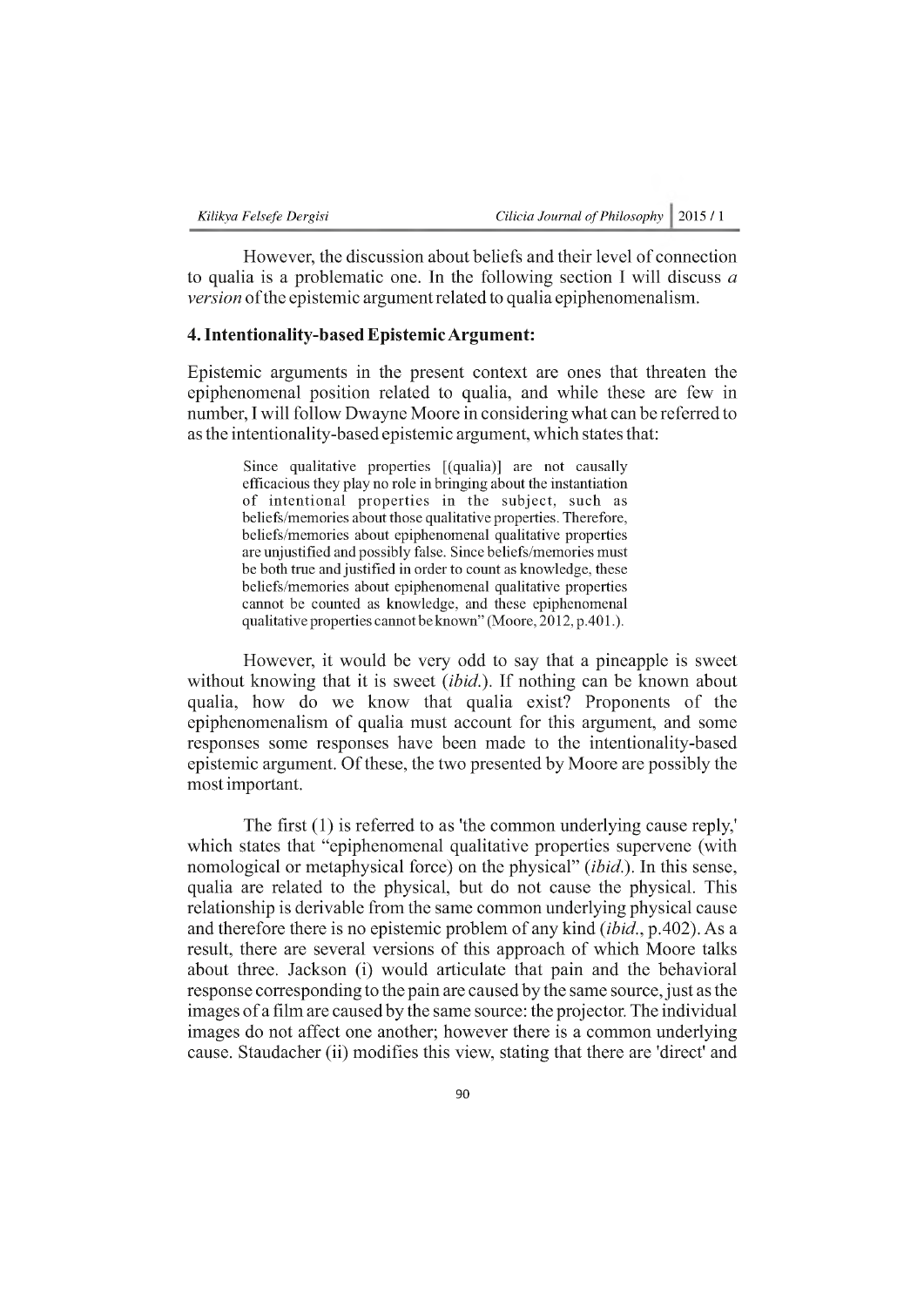However, the discussion about beliefs and their level of connection to qualia is a problematic one. In the following section I will discuss *a version* of the epistemic argument related to qualia epiphenomenalism.

## 4. Intentionality-based Epistemic Argument:

Epistemic arguments in the present context are ones that threaten the epiphenomenal position related to qualia, and while these are few in number, I will follow Dwayne Moore in considering what can be referred to as the intentionality-based epistemic argument, which states that:

> Since qualitative properties [(qualia)] are not causally efficacious they play no role in bringing about the instantiation of intentional properties in the subject, such as beliefs/memories about those qualitative properties. Therefore, beliefs/memories about epiphenomenal qualitative properties are unjustified and possibly false. Since beliefs/memories must be both true and justified in order to count as knowledge, these beliefs/memories about epiphenomenal qualitative properties cannot be counted as knowledge, and these epiphenomenal qualitative properties cannot be known" (Moore, 2012, p.401.).

However, it would be very odd to say that a pineapple is sweet without knowing that it is sweet (*ibid.*). If nothing can be known about qualia, how do we know that qualia exist? Proponents of the epiphenomenalism of qualia must account for this argument, and some responses some responses have been made to the intentionality-based epistemic argument. Of these, the two presented by Moore are possibly the most important.

The first (1) is referred to as 'the common underlying cause reply,' which states that "epiphenomenal qualitative properties supervene (with nomological or metaphysical force) on the physical" (*ibid.*). In this sense, qualia are related to the physical, but do not cause the physical. This relationship is derivable from the same common underlying physical cause and therefore there is no epistemic problem of any kind (*ibid.*, p.402). As a result, there are several versions of this approach of which Moore talks about three. Jackson (i) would articulate that pain and the behavioral response corresponding to the pain are caused by the same source, just as the images of a film are caused by the same source: the projector. The individual images do not affect one another; however there is a common underlying cause. Staudacher (ii) modifies this view, stating that there are 'direct' and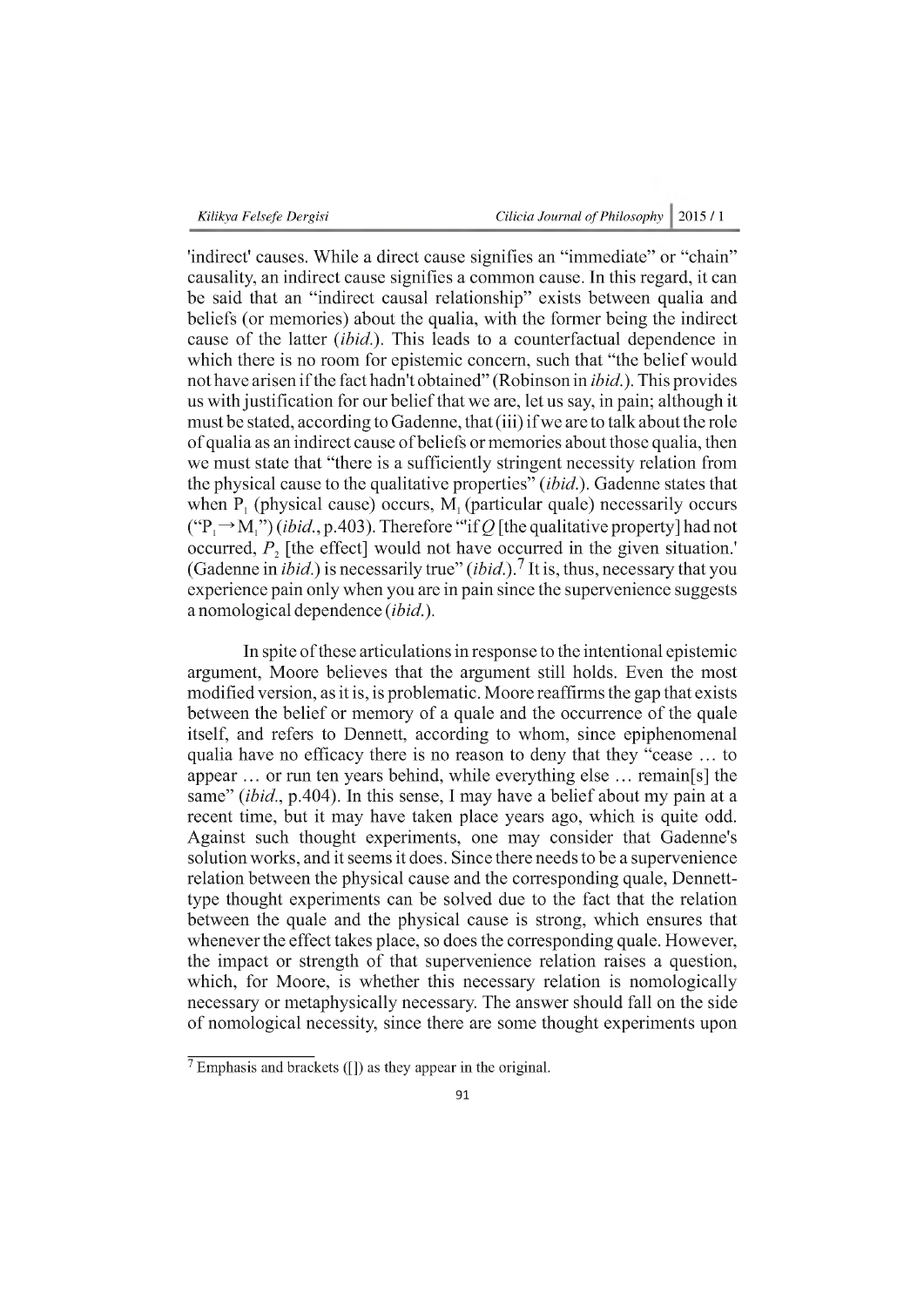'indirect' causes. While a direct cause signifies an "immediate" or "chain" causality, an indirect cause signifies a common cause. In this regard, it can be said that an "indirect causal relationship" exists between qualia and beliefs (or memories) about the qualia, with the former being the indirect cause of the latter (*ibid.*). This leads to a counterfactual dependence in which there is no room for epistemic concern, such that "the belief would not have arisen if the fact hadn't obtained" (Robinson in *ibid.*). This provides us with justification for our belief that we are, let us say, in pain; although it must be stated, according to Gadenne, that (iii) if we are to talk about the role of qualia as an indirect cause of beliefs or memories about those qualia, then we must state that "there is a sufficiently stringent necessity relation from the physical cause to the qualitative properties" (*ibid.*). Gadenne states that when $P_1$ (physical cause) occurs, $M_1$ (particular quale) necessarily occurs ("$P_1 \rightarrow M_1$") (*ibid.*, p.403). Therefore "'if *Q* [the qualitative property] had not occurred, $P_2$ [the effect] would not have occurred in the given situation.' (Gadenne in *ibid.*) is necessarily true" (*ibid.*).[7] It is, thus, necessary that you experience pain only when you are in pain since the supervenience suggests a nomological dependence (*ibid.*).

In spite of these articulations in response to the intentional epistemic argument, Moore believes that the argument still holds. Even the most modified version, as it is, is problematic. Moore reaffirms the gap that exists between the belief or memory of a quale and the occurrence of the quale itself, and refers to Dennett, according to whom, since epiphenomenal qualia have no efficacy there is no reason to deny that they "cease … to appear … or run ten years behind, while everything else … remain[s] the same" (*ibid.*, p.404). In this sense, I may have a belief about my pain at a recent time, but it may have taken place years ago, which is quite odd. Against such thought experiments, one may consider that Gadenne's solution works, and it seems it does. Since there needs to be a supervenience relation between the physical cause and the corresponding quale, Dennett-type thought experiments can be solved due to the fact that the relation between the quale and the physical cause is strong, which ensures that whenever the effect takes place, so does the corresponding quale. However, the impact or strength of that supervenience relation raises a question, which, for Moore, is whether this necessary relation is nomologically necessary or metaphysically necessary. The answer should fall on the side of nomological necessity, since there are some thought experiments upon

---

[7] Emphasis and brackets ([]) as they appear in the original.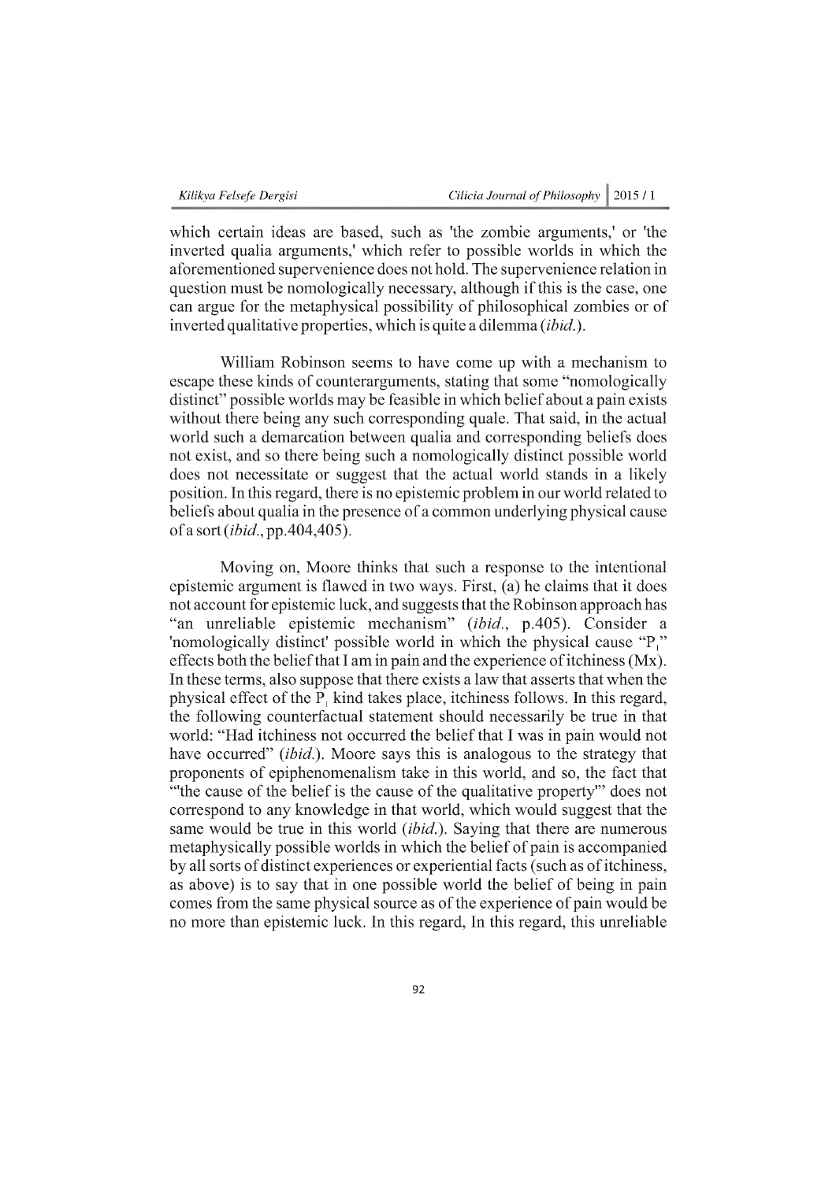which certain ideas are based, such as 'the zombie arguments,' or 'the inverted qualia arguments,' which refer to possible worlds in which the aforementioned supervenience does not hold. The supervenience relation in question must be nomologically necessary, although if this is the case, one can argue for the metaphysical possibility of philosophical zombies or of inverted qualitative properties, which is quite a dilemma (*ibid.*).

William Robinson seems to have come up with a mechanism to escape these kinds of counterarguments, stating that some "nomologically distinct" possible worlds may be feasible in which belief about a pain exists without there being any such corresponding quale. That said, in the actual world such a demarcation between qualia and corresponding beliefs does not exist, and so there being such a nomologically distinct possible world does not necessitate or suggest that the actual world stands in a likely position. In this regard, there is no epistemic problem in our world related to beliefs about qualia in the presence of a common underlying physical cause of a sort (*ibid.*, pp.404,405).

Moving on, Moore thinks that such a response to the intentional epistemic argument is flawed in two ways. First, (a) he claims that it does not account for epistemic luck, and suggests that the Robinson approach has "an unreliable epistemic mechanism" (*ibid.*, p.405). Consider a 'nomologically distinct' possible world in which the physical cause "$P_1$" effects both the belief that I am in pain and the experience of itchiness (Mx). In these terms, also suppose that there exists a law that asserts that when the physical effect of the $P_1$ kind takes place, itchiness follows. In this regard, the following counterfactual statement should necessarily be true in that world: "Had itchiness not occurred the belief that I was in pain would not have occurred" (*ibid.*). Moore says this is analogous to the strategy that proponents of epiphenomenalism take in this world, and so, the fact that "'the cause of the belief is the cause of the qualitative property'" does not correspond to any knowledge in that world, which would suggest that the same would be true in this world (*ibid.*). Saying that there are numerous metaphysically possible worlds in which the belief of pain is accompanied by all sorts of distinct experiences or experiential facts (such as of itchiness, as above) is to say that in one possible world the belief of being in pain comes from the same physical source as of the experience of pain would be no more than epistemic luck. In this regard, In this regard, this unreliable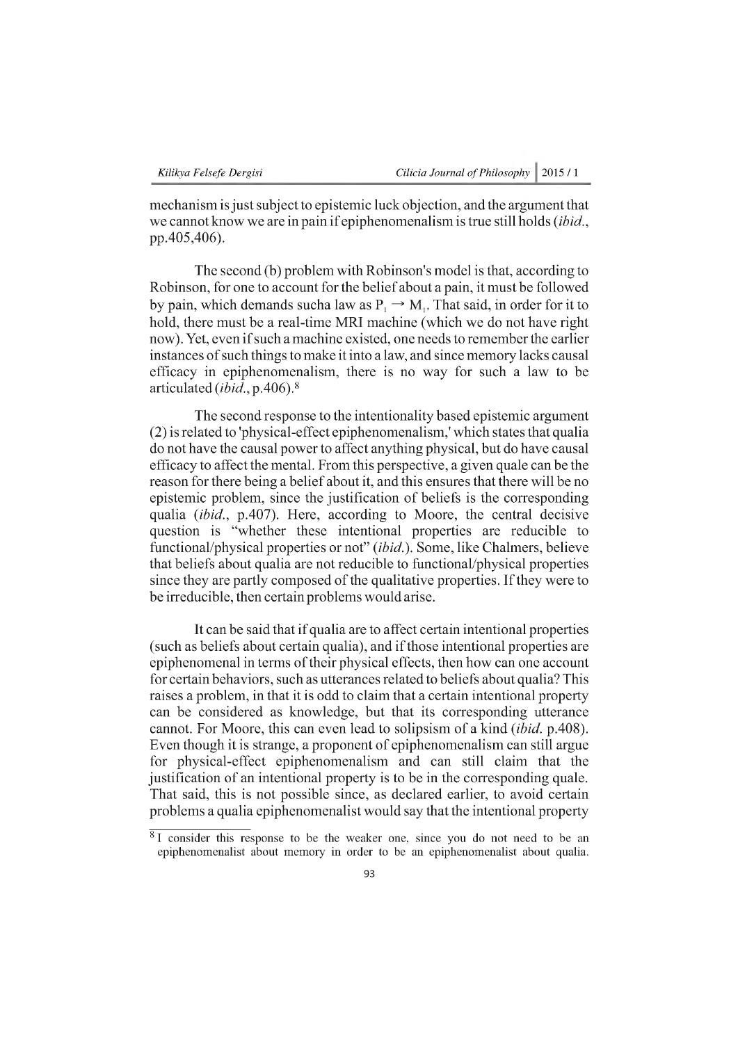mechanism is just subject to epistemic luck objection, and the argument that we cannot know we are in pain if epiphenomenalism is true still holds (*ibid.*, pp.405,406).

The second (b) problem with Robinson's model is that, according to Robinson, for one to account for the belief about a pain, it must be followed by pain, which demands sucha law as $P_1 \rightarrow M_1$. That said, in order for it to hold, there must be a real-time MRI machine (which we do not have right now). Yet, even if such a machine existed, one needs to remember the earlier instances of such things to make it into a law, and since memory lacks causal efficacy in epiphenomenalism, there is no way for such a law to be articulated (*ibid.*, p.406).[8]

The second response to the intentionality based epistemic argument (2) is related to 'physical-effect epiphenomenalism,' which states that qualia do not have the causal power to affect anything physical, but do have causal efficacy to affect the mental. From this perspective, a given quale can be the reason for there being a belief about it, and this ensures that there will be no epistemic problem, since the justification of beliefs is the corresponding qualia (*ibid.*, p.407). Here, according to Moore, the central decisive question is "whether these intentional properties are reducible to functional/physical properties or not" (*ibid.*). Some, like Chalmers, believe that beliefs about qualia are not reducible to functional/physical properties since they are partly composed of the qualitative properties. If they were to be irreducible, then certain problems would arise.

It can be said that if qualia are to affect certain intentional properties (such as beliefs about certain qualia), and if those intentional properties are epiphenomenal in terms of their physical effects, then how can one account for certain behaviors, such as utterances related to beliefs about qualia? This raises a problem, in that it is odd to claim that a certain intentional property can be considered as knowledge, but that its corresponding utterance cannot. For Moore, this can even lead to solipsism of a kind (*ibid.* p.408). Even though it is strange, a proponent of epiphenomenalism can still argue for physical-effect epiphenomenalism and can still claim that the justification of an intentional property is to be in the corresponding quale. That said, this is not possible since, as declared earlier, to avoid certain problems a qualia epiphenomenalist would say that the intentional property

[8] I consider this response to be the weaker one, since you do not need to be an epiphenomenalist about memory in order to be an epiphenomenalist about qualia.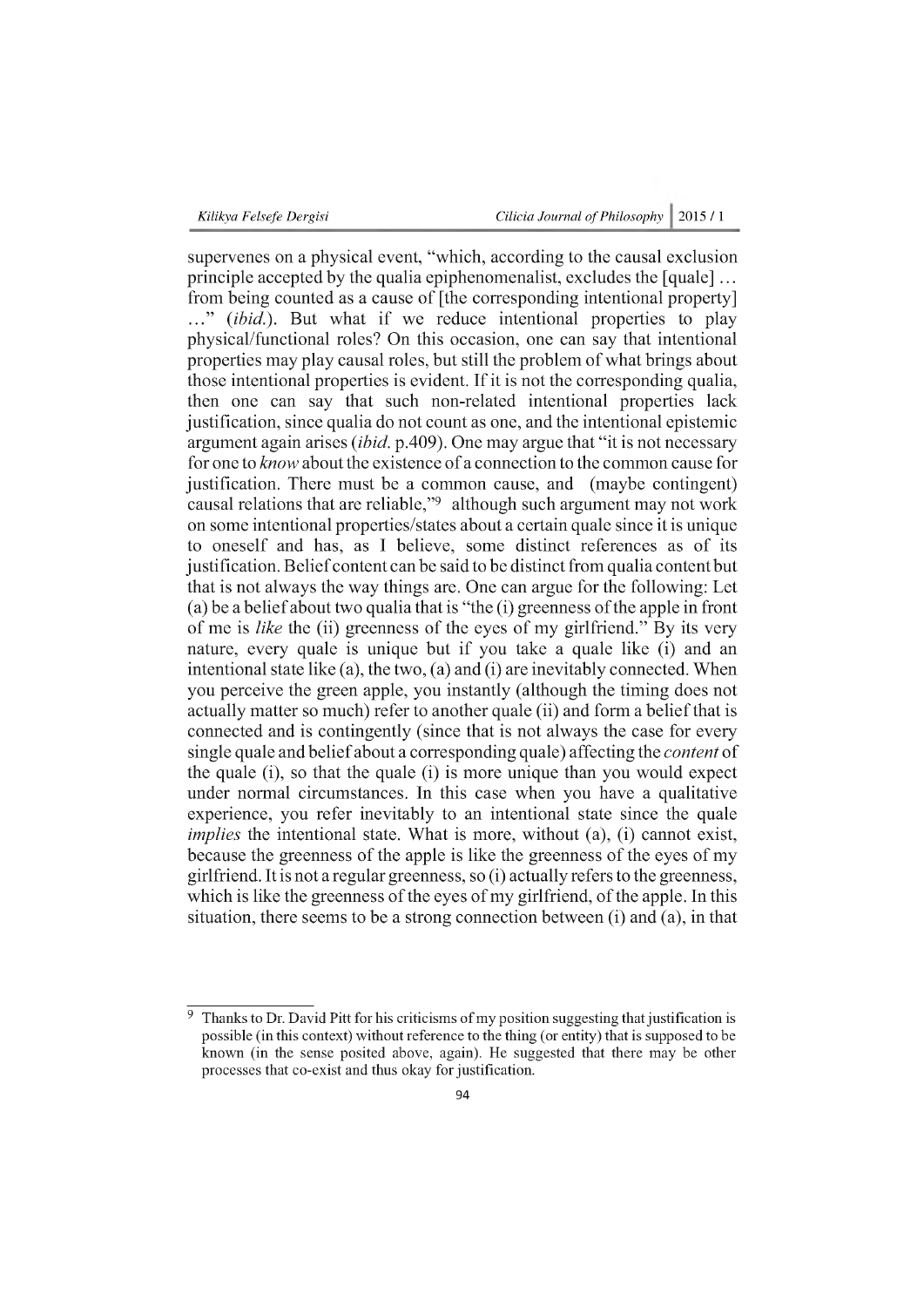supervenes on a physical event, "which, according to the causal exclusion principle accepted by the qualia epiphenomenalist, excludes the [quale] … from being counted as a cause of [the corresponding intentional property] …" (*ibid.*). But what if we reduce intentional properties to play physical/functional roles? On this occasion, one can say that intentional properties may play causal roles, but still the problem of what brings about those intentional properties is evident. If it is not the corresponding qualia, then one can say that such non-related intentional properties lack justification, since qualia do not count as one, and the intentional epistemic argument again arises (*ibid.* p.409). One may argue that "it is not necessary for one to *know* about the existence of a connection to the common cause for justification. There must be a common cause, and (maybe contingent) causal relations that are reliable,"[9] although such argument may not work on some intentional properties/states about a certain quale since it is unique to oneself and has, as I believe, some distinct references as of its justification. Belief content can be said to be distinct from qualia content but that is not always the way things are. One can argue for the following: Let (a) be a belief about two qualia that is "the (i) greenness of the apple in front of me is *like* the (ii) greenness of the eyes of my girlfriend." By its very nature, every quale is unique but if you take a quale like (i) and an intentional state like (a), the two, (a) and (i) are inevitably connected. When you perceive the green apple, you instantly (although the timing does not actually matter so much) refer to another quale (ii) and form a belief that is connected and is contingently (since that is not always the case for every single quale and belief about a corresponding quale) affecting the *content* of the quale (i), so that the quale (i) is more unique than you would expect under normal circumstances. In this case when you have a qualitative experience, you refer inevitably to an intentional state since the quale *implies* the intentional state. What is more, without (a), (i) cannot exist, because the greenness of the apple is like the greenness of the eyes of my girlfriend. It is not a regular greenness, so (i) actually refers to the greenness, which is like the greenness of the eyes of my girlfriend, of the apple. In this situation, there seems to be a strong connection between (i) and (a), in that

---

[9] Thanks to Dr. David Pitt for his criticisms of my position suggesting that justification is possible (in this context) without reference to the thing (or entity) that is supposed to be known (in the sense posited above, again). He suggested that there may be other processes that co-exist and thus okay for justification.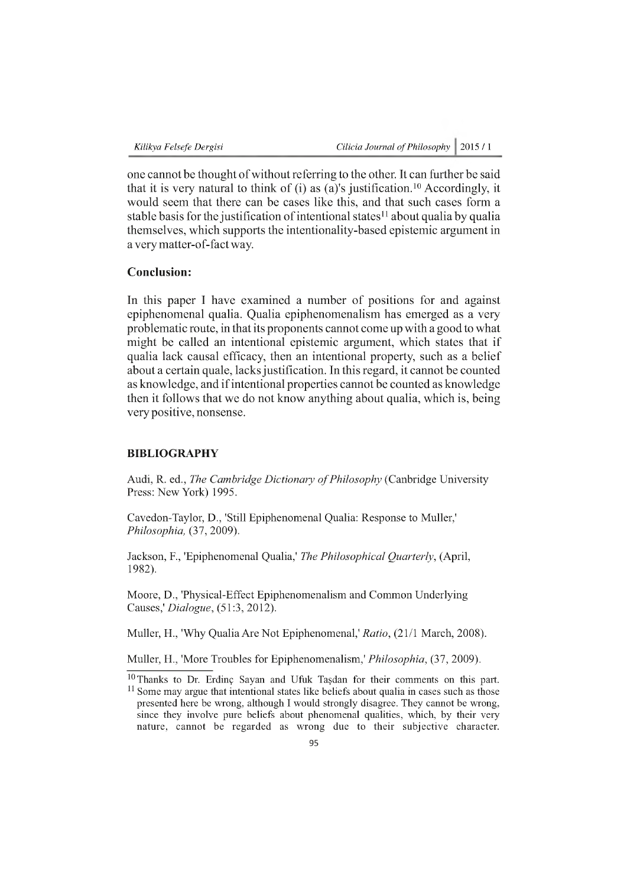one cannot be thought of without referring to the other. It can further be said that it is very natural to think of (i) as (a)'s justification.[10] Accordingly, it would seem that there can be cases like this, and that such cases form a stable basis for the justification of intentional states[11] about qualia by qualia themselves, which supports the intentionality-based epistemic argument in a very matter-of-fact way.

### Conclusion:

In this paper I have examined a number of positions for and against epiphenomenal qualia. Qualia epiphenomenalism has emerged as a very problematic route, in that its proponents cannot come up with a good to what might be called an intentional epistemic argument, which states that if qualia lack causal efficacy, then an intentional property, such as a belief about a certain quale, lacks justification. In this regard, it cannot be counted as knowledge, and if intentional properties cannot be counted as knowledge then it follows that we do not know anything about qualia, which is, being very positive, nonsense.

### BIBLIOGRAPHY

Audi, R. ed., *The Cambridge Dictionary of Philosophy* (Canbridge University Press: New York) 1995.

Cavedon-Taylor, D., 'Still Epiphenomenal Qualia: Response to Muller,' *Philosophia,* (37, 2009).

Jackson, F., 'Epiphenomenal Qualia,' *The Philosophical Quarterly*, (April, 1982).

Moore, D., 'Physical-Effect Epiphenomenalism and Common Underlying Causes,' *Dialogue*, (51:3, 2012).

Muller, H., 'Why Qualia Are Not Epiphenomenal,' *Ratio*, (21/1 March, 2008).

Muller, H., 'More Troubles for Epiphenomenalism,' *Philosophia*, (37, 2009).

---

[10] Thanks to Dr. Erdinç Sayan and Ufuk Taşdan for their comments on this part.

[11] Some may argue that intentional states like beliefs about qualia in cases such as those presented here be wrong, although I would strongly disagree. They cannot be wrong, since they involve pure beliefs about phenomenal qualities, which, by their very nature, cannot be regarded as wrong due to their subjective character.